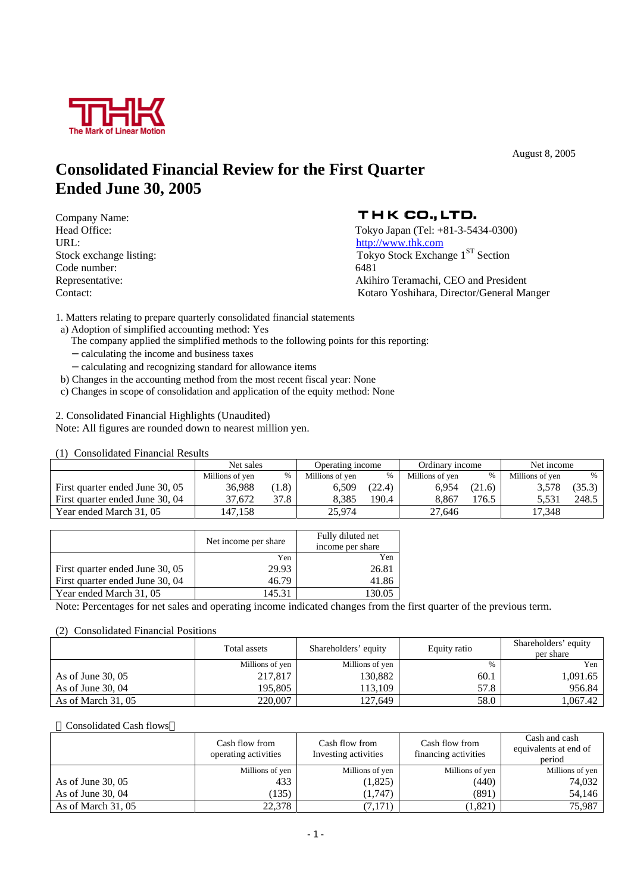The Mark of Linear Motion

August 8, 2005

# Consolidated Financial Review for the First Quarter Ended June 30, 2005

| | |
|---|---|
| Company Name: | THK CO., LTD. |
| Head Office: | Tokyo Japan (Tel: +81-3-5434-0300) |
| URL: | http://www.thk.com |
| Stock exchange listing: | Tokyo Stock Exchange 1ST Section |
| Code number: | 6481 |
| Representative: | Akihiro Teramachi, CEO and President |
| Contact: | Kotaro Yoshihara, Director/General Manger |

1. Matters relating to prepare quarterly consolidated financial statements
   a) Adoption of simplified accounting method: Yes
      The company applied the simplified methods to the following points for this reporting:
      – calculating the income and business taxes
      – calculating and recognizing standard for allowance items
   b) Changes in the accounting method from the most recent fiscal year: None
   c) Changes in scope of consolidation and application of the equity method: None

2. Consolidated Financial Highlights (Unaudited)
Note: All figures are rounded down to nearest million yen.

(1) Consolidated Financial Results

| | Net sales | | Operating income | | Ordinary income | | Net income | |
|---|---|---|---|---|---|---|---|---|
| | Millions of yen | % | Millions of yen | % | Millions of yen | % | Millions of yen | % |
| First quarter ended June 30, 05 | 36,988 | (1.8) | 6,509 | (22.4) | 6,954 | (21.6) | 3,578 | (35.3) |
| First quarter ended June 30, 04 | 37,672 | 37.8 | 8,385 | 190.4 | 8,867 | 176.5 | 5,531 | 248.5 |
| Year ended March 31, 05 | 147,158 | | 25,974 | | 27,646 | | 17,348 | |

| | Net income per share | Fully diluted net income per share |
|---|---|---|
| | Yen | Yen |
| First quarter ended June 30, 05 | 29.93 | 26.81 |
| First quarter ended June 30, 04 | 46.79 | 41.86 |
| Year ended March 31, 05 | 145.31 | 130.05 |

Note: Percentages for net sales and operating income indicated changes from the first quarter of the previous term.

(2) Consolidated Financial Positions

| | Total assets | Shareholders' equity | Equity ratio | Shareholders' equity per share |
|---|---|---|---|---|
| | Millions of yen | Millions of yen | % | Yen |
| As of June 30, 05 | 217,817 | 130,882 | 60.1 | 1,091.65 |
| As of June 30, 04 | 195,805 | 113,109 | 57.8 | 956.84 |
| As of March 31, 05 | 220,007 | 127,649 | 58.0 | 1,067.42 |

(3) Consolidated Cash flows

| | Cash flow from operating activities | Cash flow from Investing activities | Cash flow from financing activities | Cash and cash equivalents at end of period |
|---|---|---|---|---|
| | Millions of yen | Millions of yen | Millions of yen | Millions of yen |
| As of June 30, 05 | 433 | (1,825) | (440) | 74,032 |
| As of June 30, 04 | (135) | (1,747) | (891) | 54,146 |
| As of March 31, 05 | 22,378 | (7,171) | (1,821) | 75,987 |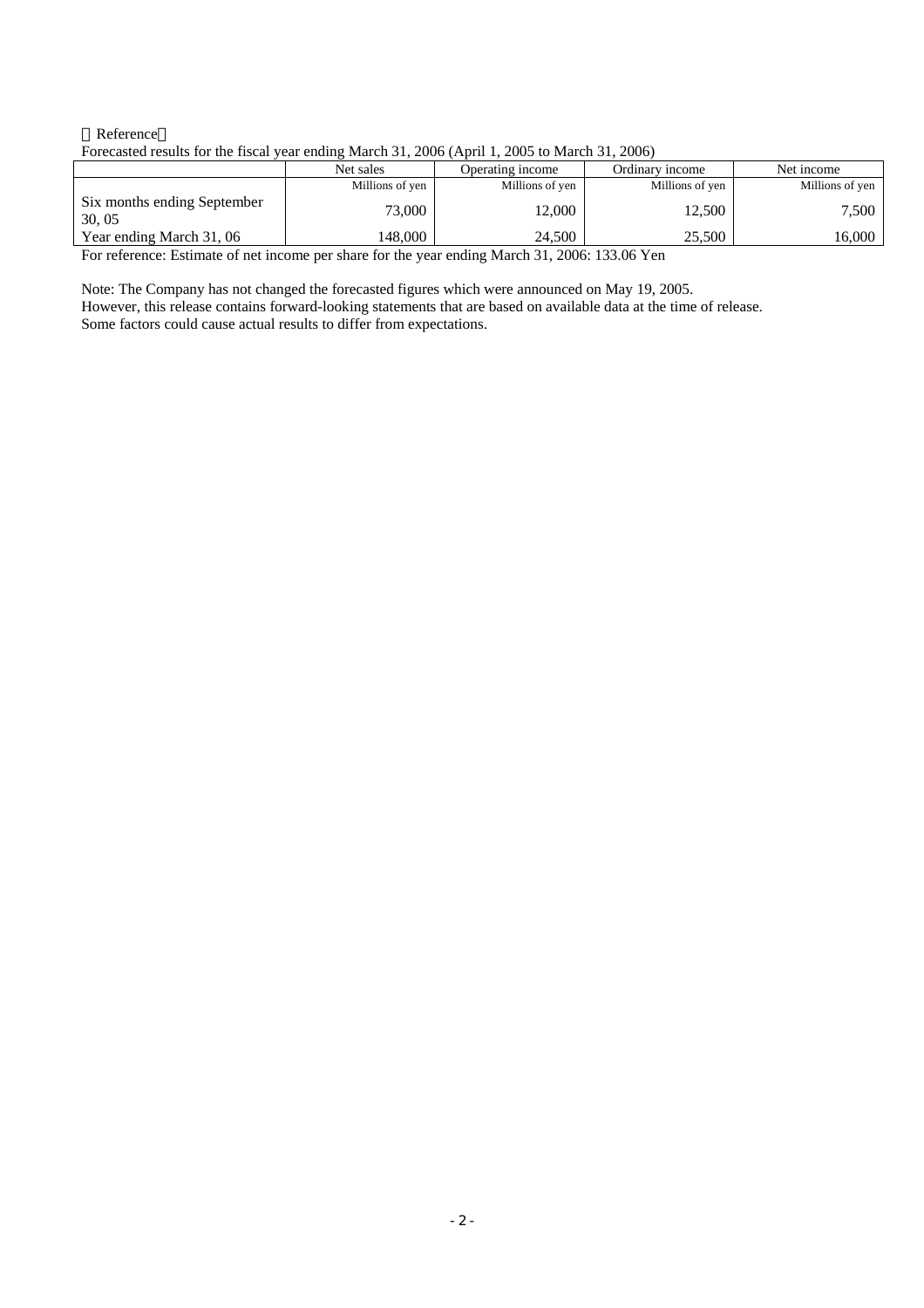【Reference】

Forecasted results for the fiscal year ending March 31, 2006 (April 1, 2005 to March 31, 2006)

| | Net sales | Operating income | Ordinary income | Net income |
|---|---|---|---|---|
| | Millions of yen | Millions of yen | Millions of yen | Millions of yen |
| Six months ending September 30, 05 | 73,000 | 12,000 | 12,500 | 7,500 |
| Year ending March 31, 06 | 148,000 | 24,500 | 25,500 | 16,000 |

For reference: Estimate of net income per share for the year ending March 31, 2006: 133.06 Yen

Note: The Company has not changed the forecasted figures which were announced on May 19, 2005.
However, this release contains forward-looking statements that are based on available data at the time of release.
Some factors could cause actual results to differ from expectations.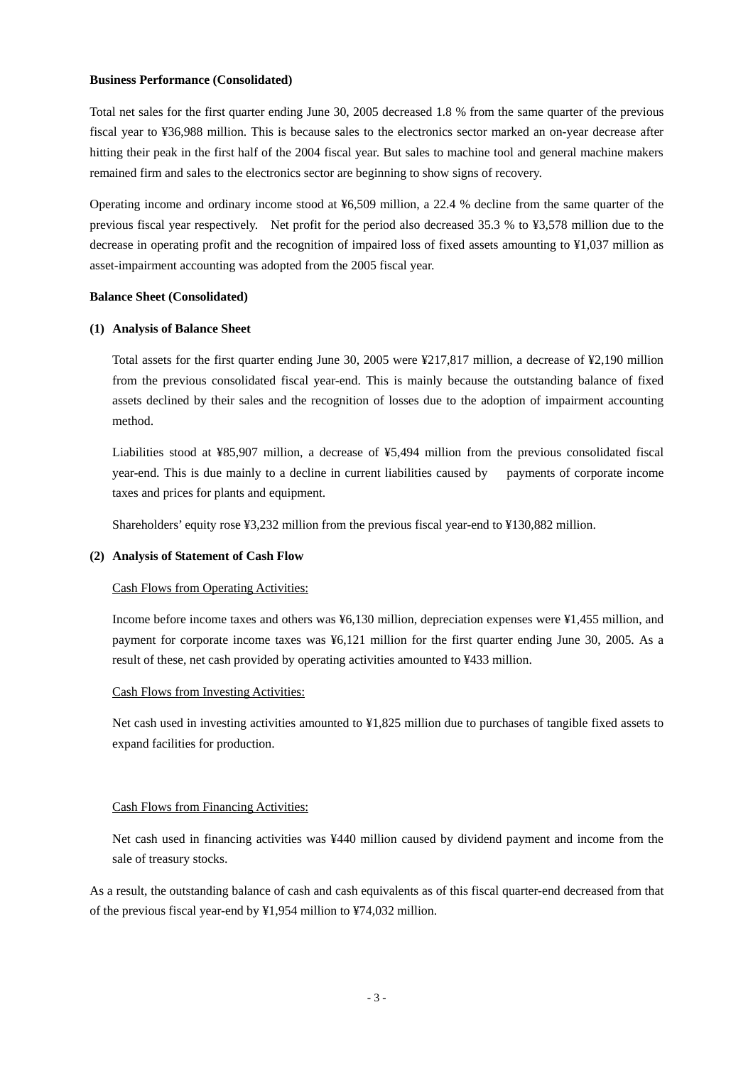**Business Performance (Consolidated)**

Total net sales for the first quarter ending June 30, 2005 decreased 1.8 % from the same quarter of the previous fiscal year to ¥36,988 million. This is because sales to the electronics sector marked an on-year decrease after hitting their peak in the first half of the 2004 fiscal year. But sales to machine tool and general machine makers remained firm and sales to the electronics sector are beginning to show signs of recovery.

Operating income and ordinary income stood at ¥6,509 million, a 22.4 % decline from the same quarter of the previous fiscal year respectively. Net profit for the period also decreased 35.3 % to ¥3,578 million due to the decrease in operating profit and the recognition of impaired loss of fixed assets amounting to ¥1,037 million as asset-impairment accounting was adopted from the 2005 fiscal year.

**Balance Sheet (Consolidated)**

**(1) Analysis of Balance Sheet**

Total assets for the first quarter ending June 30, 2005 were ¥217,817 million, a decrease of ¥2,190 million from the previous consolidated fiscal year-end. This is mainly because the outstanding balance of fixed assets declined by their sales and the recognition of losses due to the adoption of impairment accounting method.

Liabilities stood at ¥85,907 million, a decrease of ¥5,494 million from the previous consolidated fiscal year-end. This is due mainly to a decline in current liabilities caused by payments of corporate income taxes and prices for plants and equipment.

Shareholders' equity rose ¥3,232 million from the previous fiscal year-end to ¥130,882 million.

**(2) Analysis of Statement of Cash Flow**

Cash Flows from Operating Activities:

Income before income taxes and others was ¥6,130 million, depreciation expenses were ¥1,455 million, and payment for corporate income taxes was ¥6,121 million for the first quarter ending June 30, 2005. As a result of these, net cash provided by operating activities amounted to ¥433 million.

Cash Flows from Investing Activities:

Net cash used in investing activities amounted to ¥1,825 million due to purchases of tangible fixed assets to expand facilities for production.

Cash Flows from Financing Activities:

Net cash used in financing activities was ¥440 million caused by dividend payment and income from the sale of treasury stocks.

As a result, the outstanding balance of cash and cash equivalents as of this fiscal quarter-end decreased from that of the previous fiscal year-end by ¥1,954 million to ¥74,032 million.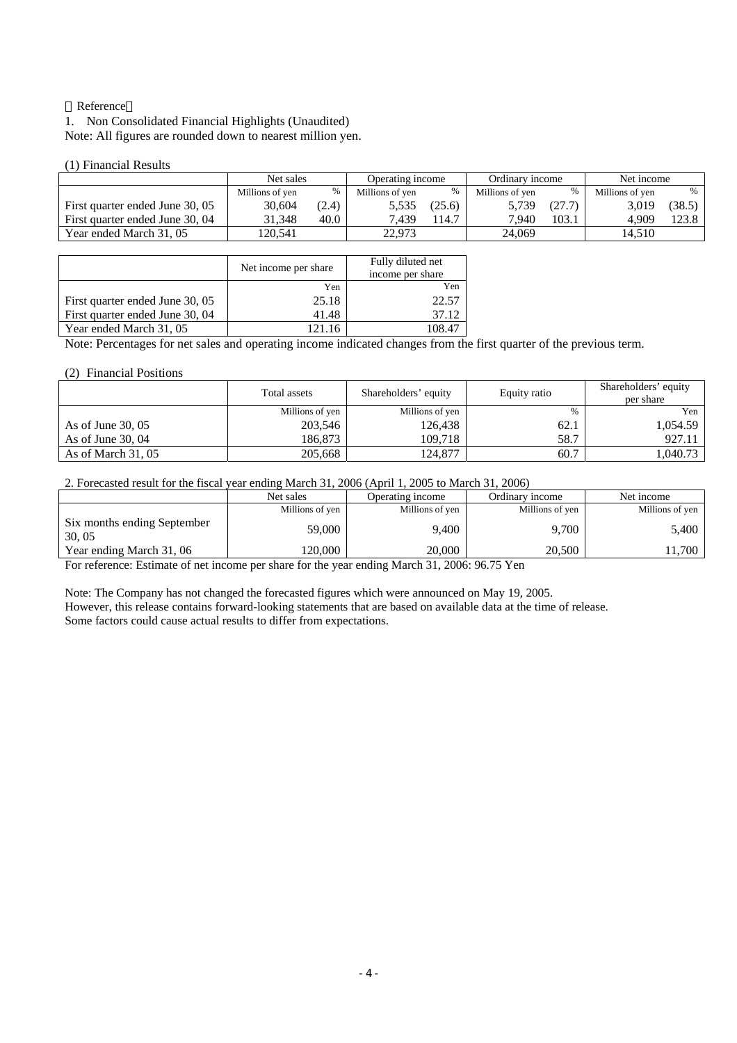【Reference】

1. Non Consolidated Financial Highlights (Unaudited)

Note: All figures are rounded down to nearest million yen.

(1) Financial Results

| | Net sales | | Operating income | | Ordinary income | | Net income | |
|---|---|---|---|---|---|---|---|---|
| | Millions of yen | % | Millions of yen | % | Millions of yen | % | Millions of yen | % |
| First quarter ended June 30, 05 | 30,604 | (2.4) | 5,535 | (25.6) | 5,739 | (27.7) | 3,019 | (38.5) |
| First quarter ended June 30, 04 | 31,348 | 40.0 | 7,439 | 114.7 | 7,940 | 103.1 | 4,909 | 123.8 |
| Year ended March 31, 05 | 120,541 | | 22,973 | | 24,069 | | 14,510 | |

| | Net income per share | Fully diluted net income per share |
|---|---|---|
| | Yen | Yen |
| First quarter ended June 30, 05 | 25.18 | 22.57 |
| First quarter ended June 30, 04 | 41.48 | 37.12 |
| Year ended March 31, 05 | 121.16 | 108.47 |

Note: Percentages for net sales and operating income indicated changes from the first quarter of the previous term.

(2) Financial Positions

| | Total assets | Shareholders' equity | Equity ratio | Shareholders' equity per share |
|---|---|---|---|---|
| | Millions of yen | Millions of yen | % | Yen |
| As of June 30, 05 | 203,546 | 126,438 | 62.1 | 1,054.59 |
| As of June 30, 04 | 186,873 | 109,718 | 58.7 | 927.11 |
| As of March 31, 05 | 205,668 | 124,877 | 60.7 | 1,040.73 |

2. Forecasted result for the fiscal year ending March 31, 2006 (April 1, 2005 to March 31, 2006)

| | Net sales | Operating income | Ordinary income | Net income |
|---|---|---|---|---|
| | Millions of yen | Millions of yen | Millions of yen | Millions of yen |
| Six months ending September 30, 05 | 59,000 | 9,400 | 9,700 | 5,400 |
| Year ending March 31, 06 | 120,000 | 20,000 | 20,500 | 11,700 |

For reference: Estimate of net income per share for the year ending March 31, 2006: 96.75 Yen

Note: The Company has not changed the forecasted figures which were announced on May 19, 2005.
However, this release contains forward-looking statements that are based on available data at the time of release.
Some factors could cause actual results to differ from expectations.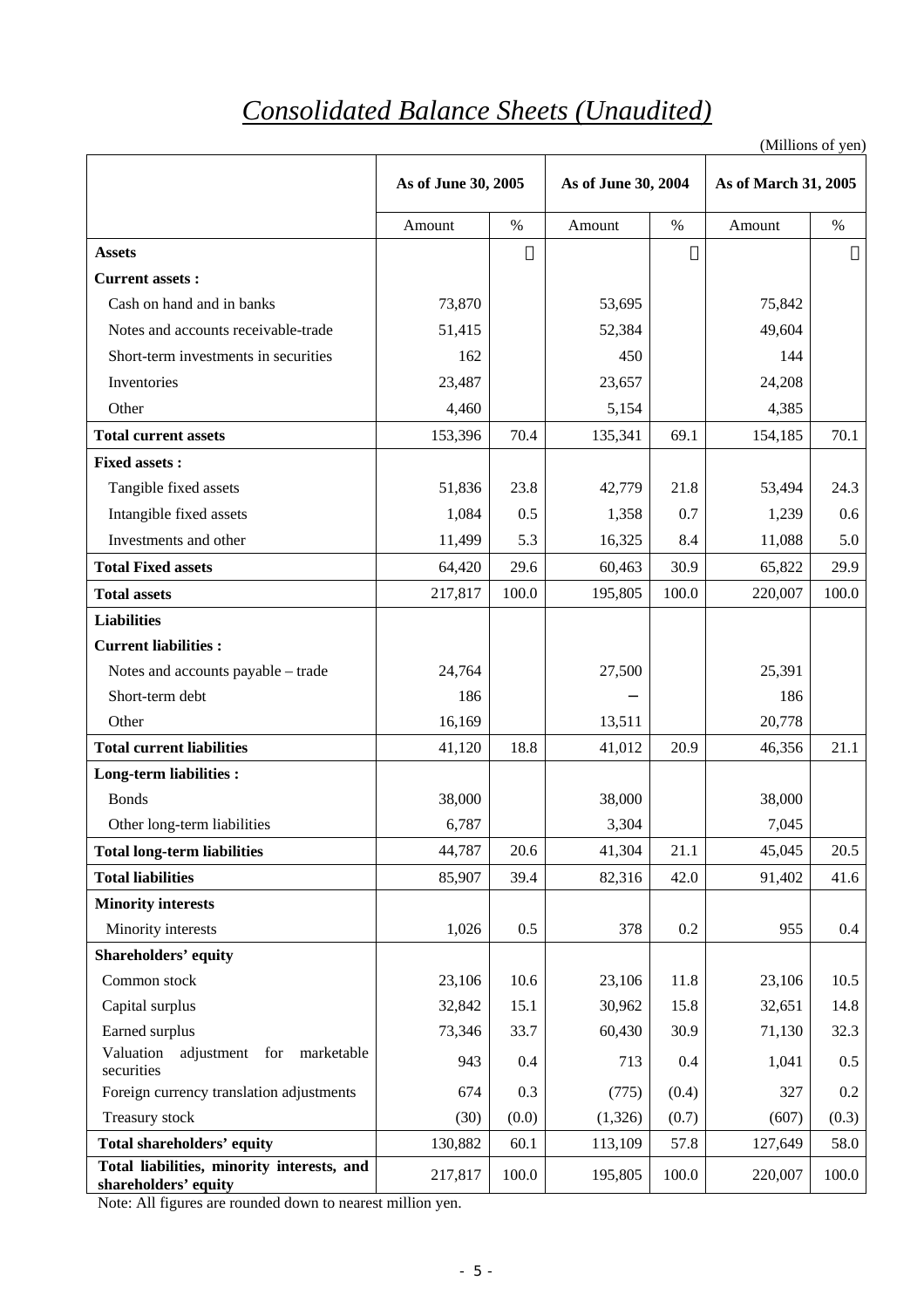# *Consolidated Balance Sheets (Unaudited)*

(Millions of yen)

| | As of June 30, 2005 | | As of June 30, 2004 | | As of March 31, 2005 | |
|---|---|---|---|---|---|---|
| | Amount | % | Amount | % | Amount | % |
| **Assets** | | | | | | |
| **Current assets :** | | | | | | |
| Cash on hand and in banks | 73,870 | | 53,695 | | 75,842 | |
| Notes and accounts receivable-trade | 51,415 | | 52,384 | | 49,604 | |
| Short-term investments in securities | 162 | | 450 | | 144 | |
| Inventories | 23,487 | | 23,657 | | 24,208 | |
| Other | 4,460 | | 5,154 | | 4,385 | |
| **Total current assets** | 153,396 | 70.4 | 135,341 | 69.1 | 154,185 | 70.1 |
| **Fixed assets :** | | | | | | |
| Tangible fixed assets | 51,836 | 23.8 | 42,779 | 21.8 | 53,494 | 24.3 |
| Intangible fixed assets | 1,084 | 0.5 | 1,358 | 0.7 | 1,239 | 0.6 |
| Investments and other | 11,499 | 5.3 | 16,325 | 8.4 | 11,088 | 5.0 |
| **Total Fixed assets** | 64,420 | 29.6 | 60,463 | 30.9 | 65,822 | 29.9 |
| **Total assets** | 217,817 | 100.0 | 195,805 | 100.0 | 220,007 | 100.0 |
| **Liabilities** | | | | | | |
| **Current liabilities :** | | | | | | |
| Notes and accounts payable – trade | 24,764 | | 27,500 | | 25,391 | |
| Short-term debt | 186 | | – | | 186 | |
| Other | 16,169 | | 13,511 | | 20,778 | |
| **Total current liabilities** | 41,120 | 18.8 | 41,012 | 20.9 | 46,356 | 21.1 |
| **Long-term liabilities :** | | | | | | |
| Bonds | 38,000 | | 38,000 | | 38,000 | |
| Other long-term liabilities | 6,787 | | 3,304 | | 7,045 | |
| **Total long-term liabilities** | 44,787 | 20.6 | 41,304 | 21.1 | 45,045 | 20.5 |
| **Total liabilities** | 85,907 | 39.4 | 82,316 | 42.0 | 91,402 | 41.6 |
| **Minority interests** | | | | | | |
| Minority interests | 1,026 | 0.5 | 378 | 0.2 | 955 | 0.4 |
| **Shareholders' equity** | | | | | | |
| Common stock | 23,106 | 10.6 | 23,106 | 11.8 | 23,106 | 10.5 |
| Capital surplus | 32,842 | 15.1 | 30,962 | 15.8 | 32,651 | 14.8 |
| Earned surplus | 73,346 | 33.7 | 60,430 | 30.9 | 71,130 | 32.3 |
| Valuation adjustment for marketable securities | 943 | 0.4 | 713 | 0.4 | 1,041 | 0.5 |
| Foreign currency translation adjustments | 674 | 0.3 | (775) | (0.4) | 327 | 0.2 |
| Treasury stock | (30) | (0.0) | (1,326) | (0.7) | (607) | (0.3) |
| **Total shareholders' equity** | 130,882 | 60.1 | 113,109 | 57.8 | 127,649 | 58.0 |
| **Total liabilities, minority interests, and shareholders' equity** | 217,817 | 100.0 | 195,805 | 100.0 | 220,007 | 100.0 |

Note: All figures are rounded down to nearest million yen.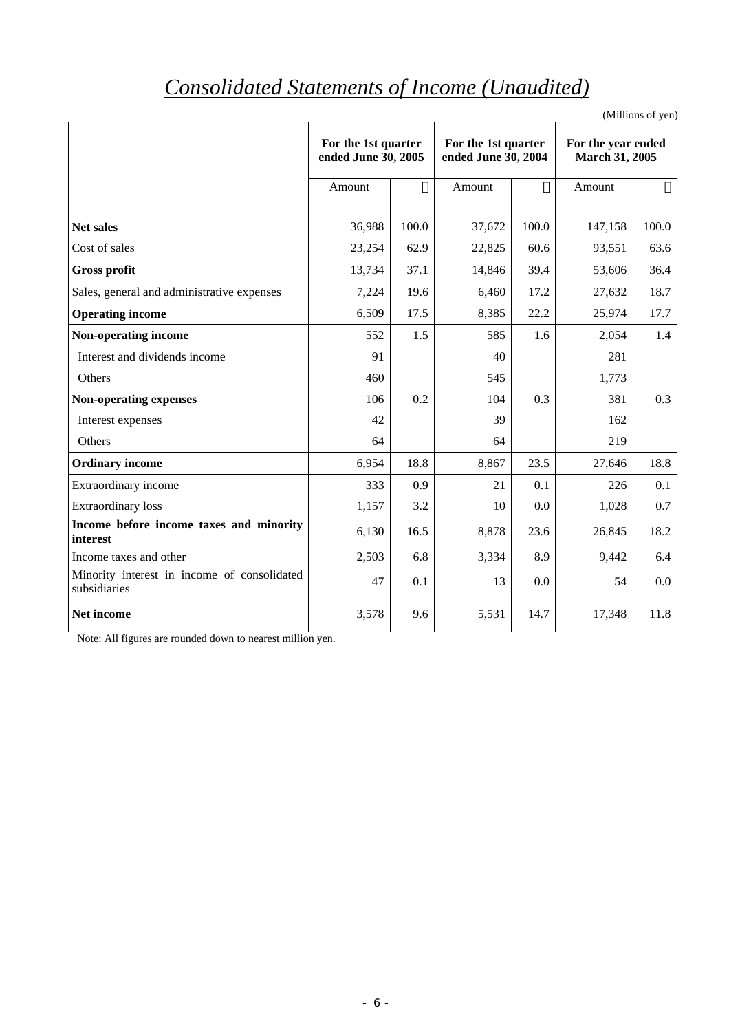# *Consolidated Statements of Income (Unaudited)*

(Millions of yen)

| | For the 1st quarter ended June 30, 2005 | | For the 1st quarter ended June 30, 2004 | | For the year ended March 31, 2005 | |
|---|---|---|---|---|---|---|
| | Amount | ％ | Amount | ％ | Amount | ％ |
| **Net sales** | 36,988 | 100.0 | 37,672 | 100.0 | 147,158 | 100.0 |
| Cost of sales | 23,254 | 62.9 | 22,825 | 60.6 | 93,551 | 63.6 |
| **Gross profit** | 13,734 | 37.1 | 14,846 | 39.4 | 53,606 | 36.4 |
| Sales, general and administrative expenses | 7,224 | 19.6 | 6,460 | 17.2 | 27,632 | 18.7 |
| **Operating income** | 6,509 | 17.5 | 8,385 | 22.2 | 25,974 | 17.7 |
| **Non-operating income** | 552 | 1.5 | 585 | 1.6 | 2,054 | 1.4 |
| Interest and dividends income | 91 | | 40 | | 281 | |
| Others | 460 | | 545 | | 1,773 | |
| **Non-operating expenses** | 106 | 0.2 | 104 | 0.3 | 381 | 0.3 |
| Interest expenses | 42 | | 39 | | 162 | |
| Others | 64 | | 64 | | 219 | |
| **Ordinary income** | 6,954 | 18.8 | 8,867 | 23.5 | 27,646 | 18.8 |
| Extraordinary income | 333 | 0.9 | 21 | 0.1 | 226 | 0.1 |
| Extraordinary loss | 1,157 | 3.2 | 10 | 0.0 | 1,028 | 0.7 |
| **Income before income taxes and minority interest** | 6,130 | 16.5 | 8,878 | 23.6 | 26,845 | 18.2 |
| Income taxes and other | 2,503 | 6.8 | 3,334 | 8.9 | 9,442 | 6.4 |
| Minority interest in income of consolidated subsidiaries | 47 | 0.1 | 13 | 0.0 | 54 | 0.0 |
| **Net income** | 3,578 | 9.6 | 5,531 | 14.7 | 17,348 | 11.8 |

Note: All figures are rounded down to nearest million yen.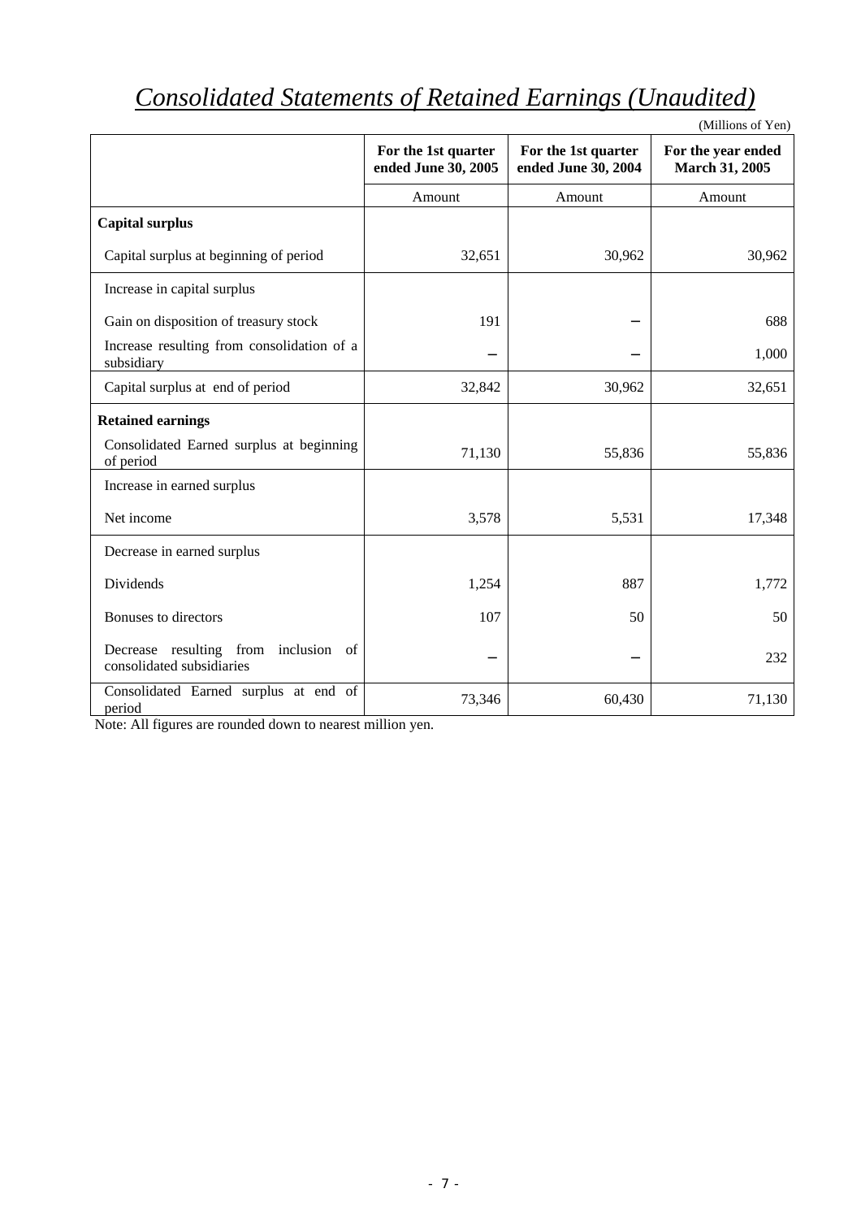# *Consolidated Statements of Retained Earnings (Unaudited)*

(Millions of Yen)

| | For the 1st quarter ended June 30, 2005 | For the 1st quarter ended June 30, 2004 | For the year ended March 31, 2005 |
|---|---|---|---|
| | Amount | Amount | Amount |
| **Capital surplus** | | | |
| Capital surplus at beginning of period | 32,651 | 30,962 | 30,962 |
| Increase in capital surplus | | | |
| Gain on disposition of treasury stock | 191 | – | 688 |
| Increase resulting from consolidation of a subsidiary | – | – | 1,000 |
| Capital surplus at end of period | 32,842 | 30,962 | 32,651 |
| **Retained earnings** | | | |
| Consolidated Earned surplus at beginning of period | 71,130 | 55,836 | 55,836 |
| Increase in earned surplus | | | |
| Net income | 3,578 | 5,531 | 17,348 |
| Decrease in earned surplus | | | |
| Dividends | 1,254 | 887 | 1,772 |
| Bonuses to directors | 107 | 50 | 50 |
| Decrease resulting from inclusion of consolidated subsidiaries | – | – | 232 |
| Consolidated Earned surplus at end of period | 73,346 | 60,430 | 71,130 |

Note: All figures are rounded down to nearest million yen.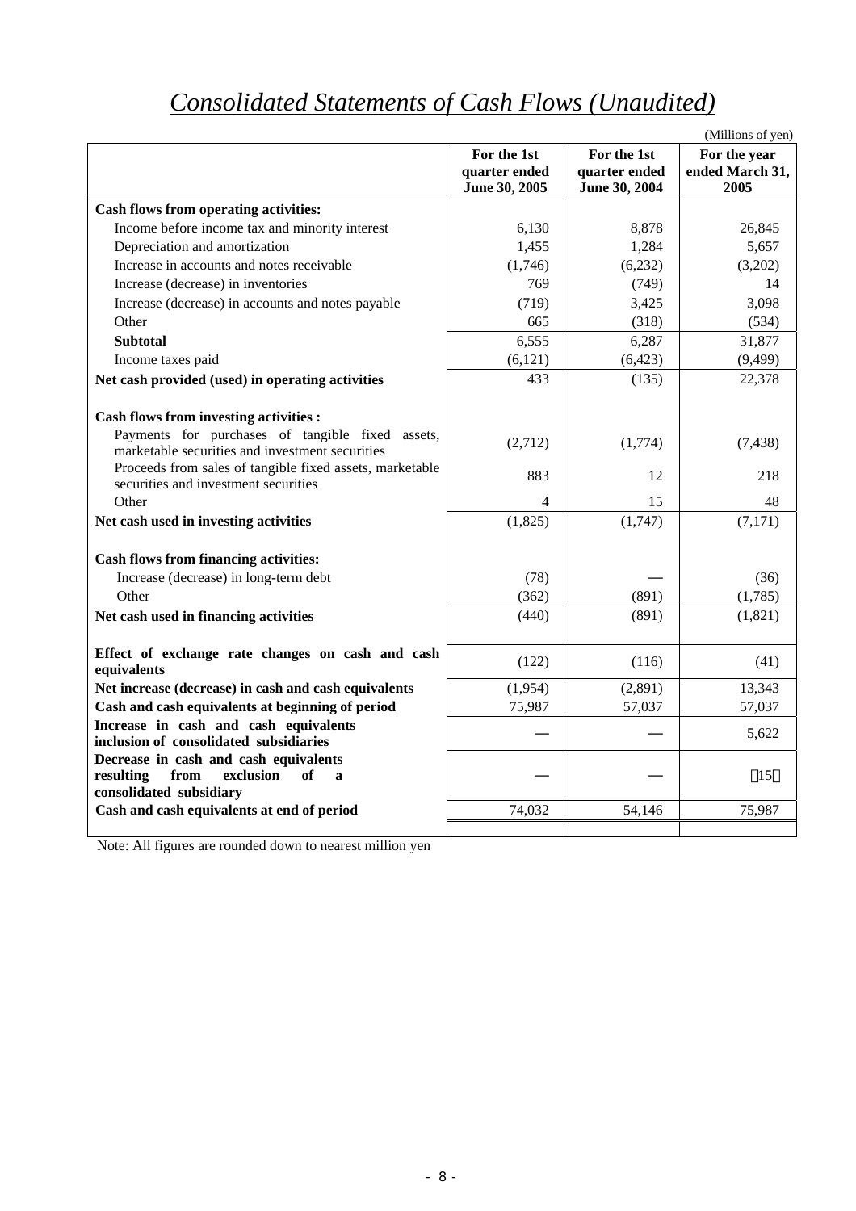# *Consolidated Statements of Cash Flows (Unaudited)*

(Millions of yen)

| | For the 1st quarter ended June 30, 2005 | For the 1st quarter ended June 30, 2004 | For the year ended March 31, 2005 |
|---|---|---|---|
| **Cash flows from operating activities:** | | | |
| Income before income tax and minority interest | 6,130 | 8,878 | 26,845 |
| Depreciation and amortization | 1,455 | 1,284 | 5,657 |
| Increase in accounts and notes receivable | (1,746) | (6,232) | (3,202) |
| Increase (decrease) in inventories | 769 | (749) | 14 |
| Increase (decrease) in accounts and notes payable | (719) | 3,425 | 3,098 |
| Other | 665 | (318) | (534) |
| **Subtotal** | 6,555 | 6,287 | 31,877 |
| Income taxes paid | (6,121) | (6,423) | (9,499) |
| **Net cash provided (used) in operating activities** | 433 | (135) | 22,378 |
| **Cash flows from investing activities :** | | | |
| Payments for purchases of tangible fixed assets, marketable securities and investment securities | (2,712) | (1,774) | (7,438) |
| Proceeds from sales of tangible fixed assets, marketable securities and investment securities | 883 | 12 | 218 |
| Other | 4 | 15 | 48 |
| **Net cash used in investing activities** | (1,825) | (1,747) | (7,171) |
| **Cash flows from financing activities:** | | | |
| Increase (decrease) in long-term debt | (78) | — | (36) |
| Other | (362) | (891) | (1,785) |
| **Net cash used in financing activities** | (440) | (891) | (1,821) |
| **Effect of exchange rate changes on cash and cash equivalents** | (122) | (116) | (41) |
| **Net increase (decrease) in cash and cash equivalents** | (1,954) | (2,891) | 13,343 |
| **Cash and cash equivalents at beginning of period** | 75,987 | 57,037 | 57,037 |
| **Increase in cash and cash equivalents inclusion of consolidated subsidiaries** | — | — | 5,622 |
| **Decrease in cash and cash equivalents resulting from exclusion of a consolidated subsidiary** | — | — | (15) |
| **Cash and cash equivalents at end of period** | 74,032 | 54,146 | 75,987 |

Note: All figures are rounded down to nearest million yen